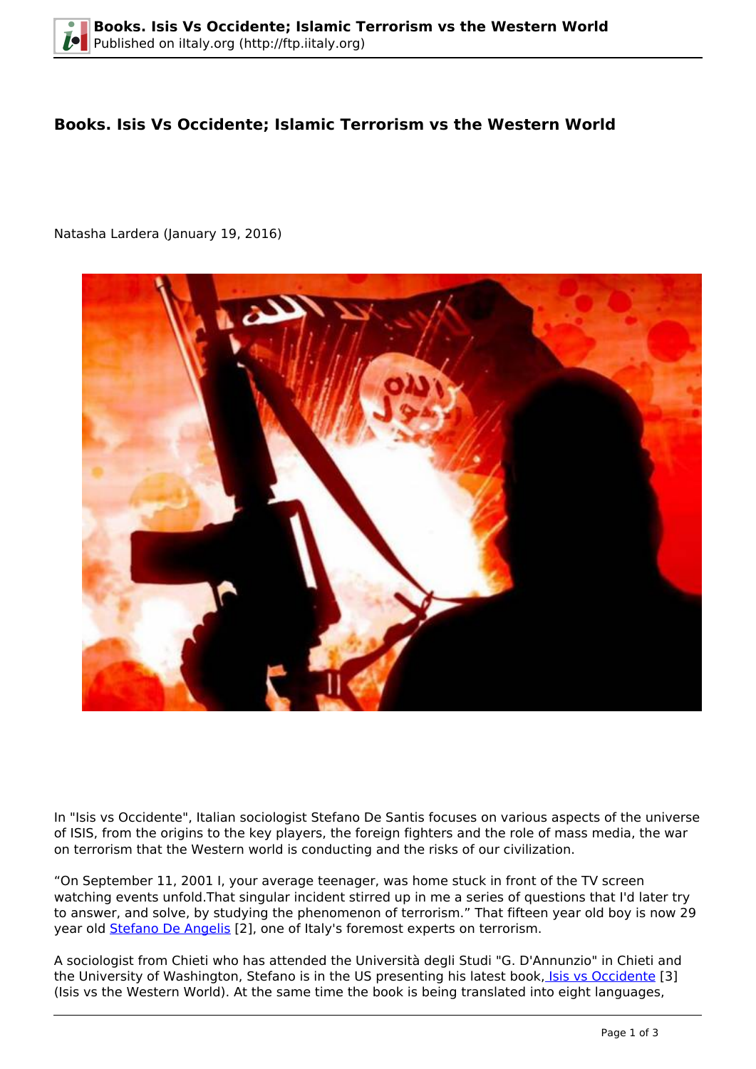# Books. Isis Vs Occidente; Islamic Terrorism vs the Western World

Natasha Lardera (January 19, 2016)

In "Isis vs Occidente", Italian sociologist Stefano De Santis focuses on various aspects of the universe of ISIS, from the origins to the key players, the foreign fighters and the role of mass media, the war on terrorism that the Western world is conducting and the risks of our civilization.

“On September 11, 2001 I, your average teenager, was home stuck in front of the TV screen watching events unfold.That singular incident stirred up in me a series of questions that I'd later try to answer, and solve, by studying the phenomenon of terrorism.” That fifteen year old boy is now 29 year old Stefano De Angelis [2], one of Italy's foremost experts on terrorism.

A sociologist from Chieti who has attended the Università degli Studi "G. D'Annunzio" in Chieti and the University of Washington, Stefano is in the US presenting his latest book, Isis vs Occidente [3] (Isis vs the Western World). At the same time the book is being translated into eight languages,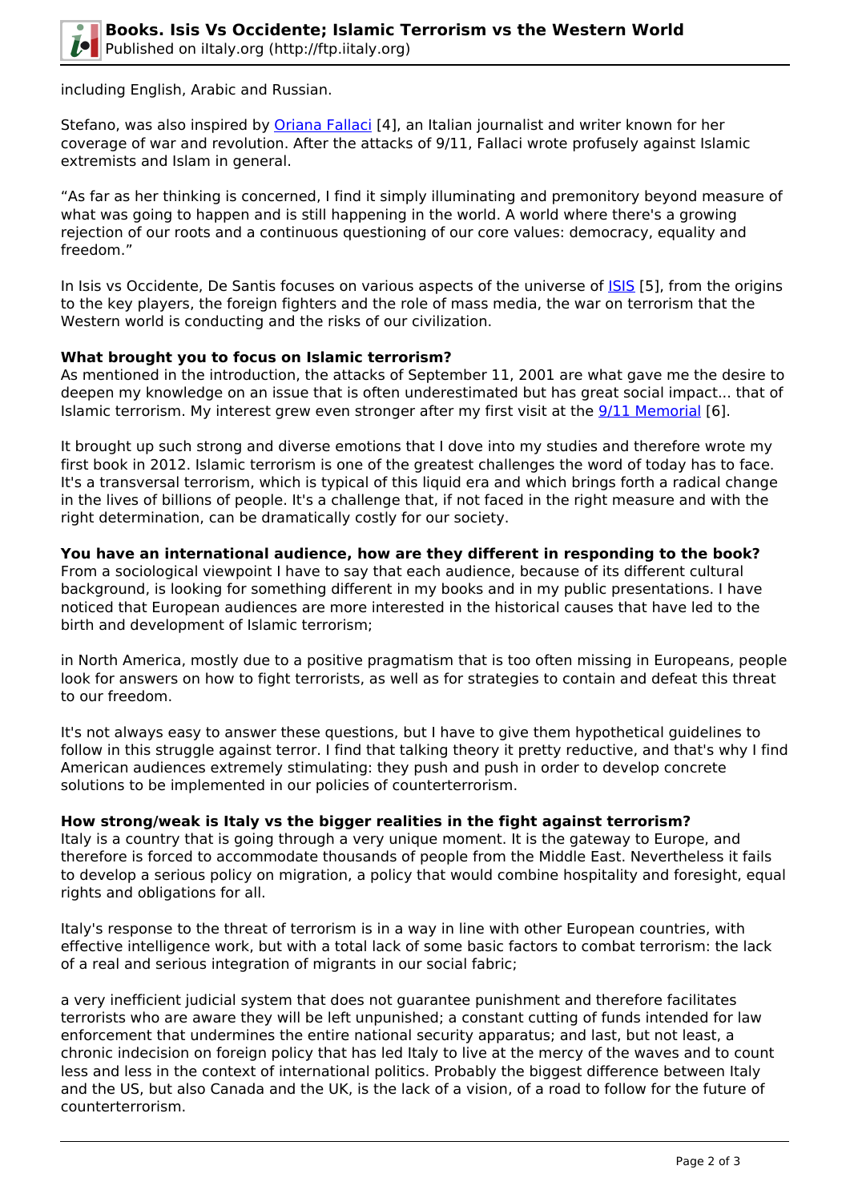including English, Arabic and Russian.

Stefano, was also inspired by Oriana Fallaci [4], an Italian journalist and writer known for her coverage of war and revolution. After the attacks of 9/11, Fallaci wrote profusely against Islamic extremists and Islam in general.

“As far as her thinking is concerned, I find it simply illuminating and premonitory beyond measure of what was going to happen and is still happening in the world. A world where there's a growing rejection of our roots and a continuous questioning of our core values: democracy, equality and freedom.”

In Isis vs Occidente, De Santis focuses on various aspects of the universe of ISIS [5], from the origins to the key players, the foreign fighters and the role of mass media, the war on terrorism that the Western world is conducting and the risks of our civilization.

**What brought you to focus on Islamic terrorism?**
As mentioned in the introduction, the attacks of September 11, 2001 are what gave me the desire to deepen my knowledge on an issue that is often underestimated but has great social impact... that of Islamic terrorism. My interest grew even stronger after my first visit at the 9/11 Memorial [6].

It brought up such strong and diverse emotions that I dove into my studies and therefore wrote my first book in 2012. Islamic terrorism is one of the greatest challenges the word of today has to face. It's a transversal terrorism, which is typical of this liquid era and which brings forth a radical change in the lives of billions of people. It's a challenge that, if not faced in the right measure and with the right determination, can be dramatically costly for our society.

**You have an international audience, how are they different in responding to the book?**
From a sociological viewpoint I have to say that each audience, because of its different cultural background, is looking for something different in my books and in my public presentations. I have noticed that European audiences are more interested in the historical causes that have led to the birth and development of Islamic terrorism;

in North America, mostly due to a positive pragmatism that is too often missing in Europeans, people look for answers on how to fight terrorists, as well as for strategies to contain and defeat this threat to our freedom.

It's not always easy to answer these questions, but I have to give them hypothetical guidelines to follow in this struggle against terror. I find that talking theory it pretty reductive, and that's why I find American audiences extremely stimulating: they push and push in order to develop concrete solutions to be implemented in our policies of counterterrorism.

**How strong/weak is Italy vs the bigger realities in the fight against terrorism?**
Italy is a country that is going through a very unique moment. It is the gateway to Europe, and therefore is forced to accommodate thousands of people from the Middle East. Nevertheless it fails to develop a serious policy on migration, a policy that would combine hospitality and foresight, equal rights and obligations for all.

Italy's response to the threat of terrorism is in a way in line with other European countries, with effective intelligence work, but with a total lack of some basic factors to combat terrorism: the lack of a real and serious integration of migrants in our social fabric;

a very inefficient judicial system that does not guarantee punishment and therefore facilitates terrorists who are aware they will be left unpunished; a constant cutting of funds intended for law enforcement that undermines the entire national security apparatus; and last, but not least, a chronic indecision on foreign policy that has led Italy to live at the mercy of the waves and to count less and less in the context of international politics. Probably the biggest difference between Italy and the US, but also Canada and the UK, is the lack of a vision, of a road to follow for the future of counterterrorism.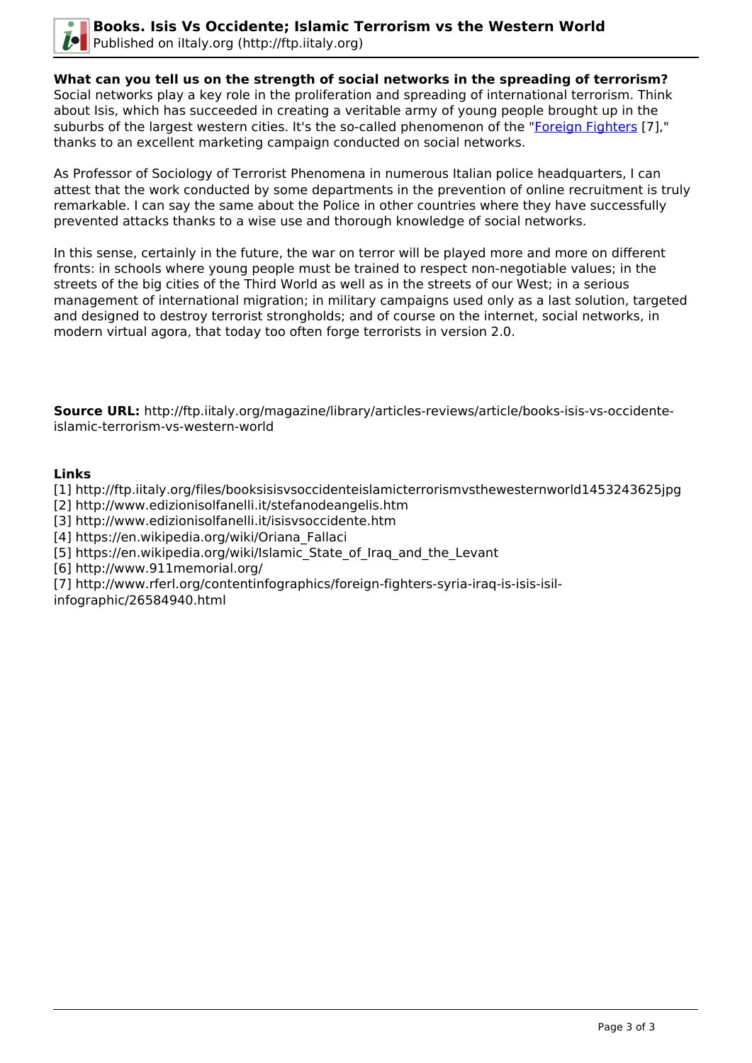**What can you tell us on the strength of social networks in the spreading of terrorism?**
Social networks play a key role in the proliferation and spreading of international terrorism. Think about Isis, which has succeeded in creating a veritable army of young people brought up in the suburbs of the largest western cities. It's the so-called phenomenon of the "Foreign Fighters [7]," thanks to an excellent marketing campaign conducted on social networks.

As Professor of Sociology of Terrorist Phenomena in numerous Italian police headquarters, I can attest that the work conducted by some departments in the prevention of online recruitment is truly remarkable. I can say the same about the Police in other countries where they have successfully prevented attacks thanks to a wise use and thorough knowledge of social networks.

In this sense, certainly in the future, the war on terror will be played more and more on different fronts: in schools where young people must be trained to respect non-negotiable values; in the streets of the big cities of the Third World as well as in the streets of our West; in a serious management of international migration; in military campaigns used only as a last solution, targeted and designed to destroy terrorist strongholds; and of course on the internet, social networks, in modern virtual agora, that today too often forge terrorists in version 2.0.

**Source URL:** http://ftp.iitaly.org/magazine/library/articles-reviews/article/books-isis-vs-occidente-islamic-terrorism-vs-western-world

**Links**
[1] http://ftp.iitaly.org/files/booksisisvsoccidenteislamicterrorismvsthewesternworld1453243625jpg
[2] http://www.edizionisolfanelli.it/stefanodeangelis.htm
[3] http://www.edizionisolfanelli.it/isisvsoccidente.htm
[4] https://en.wikipedia.org/wiki/Oriana_Fallaci
[5] https://en.wikipedia.org/wiki/Islamic_State_of_Iraq_and_the_Levant
[6] http://www.911memorial.org/
[7] http://www.rferl.org/contentinfographics/foreign-fighters-syria-iraq-is-isis-isil-infographic/26584940.html